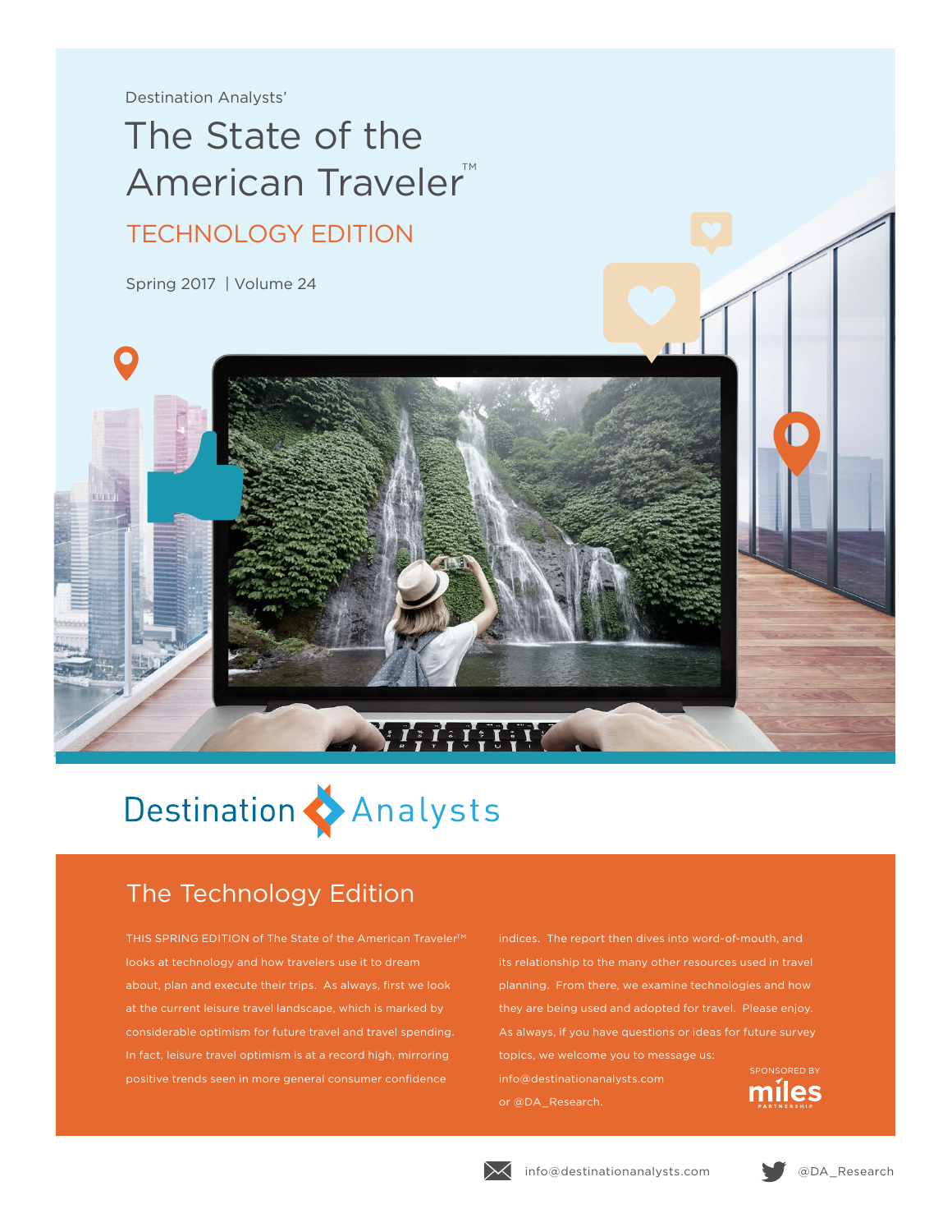Destination Analysts'

# The State of the American Traveler™

## TECHNOLOGY EDITION

Spring 2017 | Volume 24

Destination Analysts

## The Technology Edition

THIS SPRING EDITION of The State of the American Traveler™ looks at technology and how travelers use it to dream about, plan and execute their trips. As always, first we look at the current leisure travel landscape, which is marked by considerable optimism for future travel and travel spending. In fact, leisure travel optimism is at a record high, mirroring positive trends seen in more general consumer confidence indices. The report then dives into word-of-mouth, and its relationship to the many other resources used in travel planning. From there, we examine technologies and how they are being used and adopted for travel. Please enjoy. As always, if you have questions or ideas for future survey topics, we welcome you to message us: info@destinationanalysts.com or @DA_Research.

SPONSORED BY miles PARTNERSHIP

info@destinationanalysts.com

@DA_Research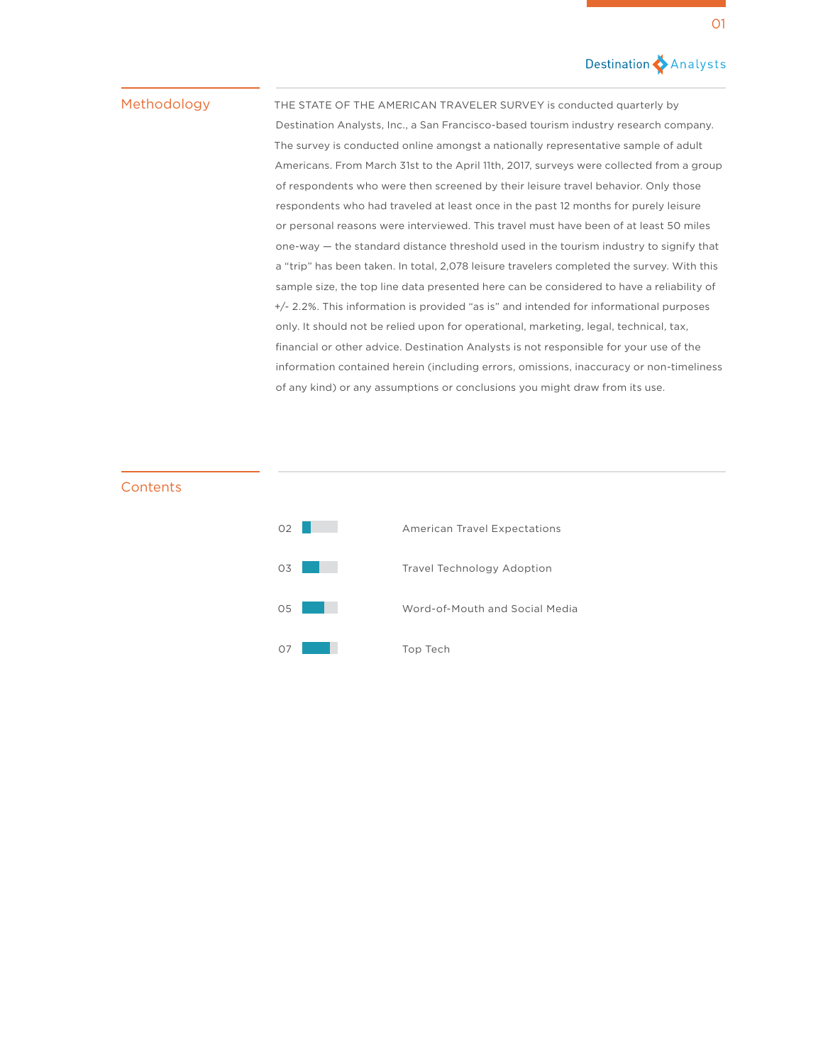## Methodology

THE STATE OF THE AMERICAN TRAVELER SURVEY is conducted quarterly by Destination Analysts, Inc., a San Francisco-based tourism industry research company. The survey is conducted online amongst a nationally representative sample of adult Americans. From March 31st to the April 11th, 2017, surveys were collected from a group of respondents who were then screened by their leisure travel behavior. Only those respondents who had traveled at least once in the past 12 months for purely leisure or personal reasons were interviewed. This travel must have been of at least 50 miles one-way — the standard distance threshold used in the tourism industry to signify that a "trip" has been taken. In total, 2,078 leisure travelers completed the survey. With this sample size, the top line data presented here can be considered to have a reliability of +/- 2.2%. This information is provided "as is" and intended for informational purposes only. It should not be relied upon for operational, marketing, legal, technical, tax, financial or other advice. Destination Analysts is not responsible for your use of the information contained herein (including errors, omissions, inaccuracy or non-timeliness of any kind) or any assumptions or conclusions you might draw from its use.

## Contents

| | |
|---|---|
| 02 | American Travel Expectations |
| 03 | Travel Technology Adoption |
| 05 | Word-of-Mouth and Social Media |
| 07 | Top Tech |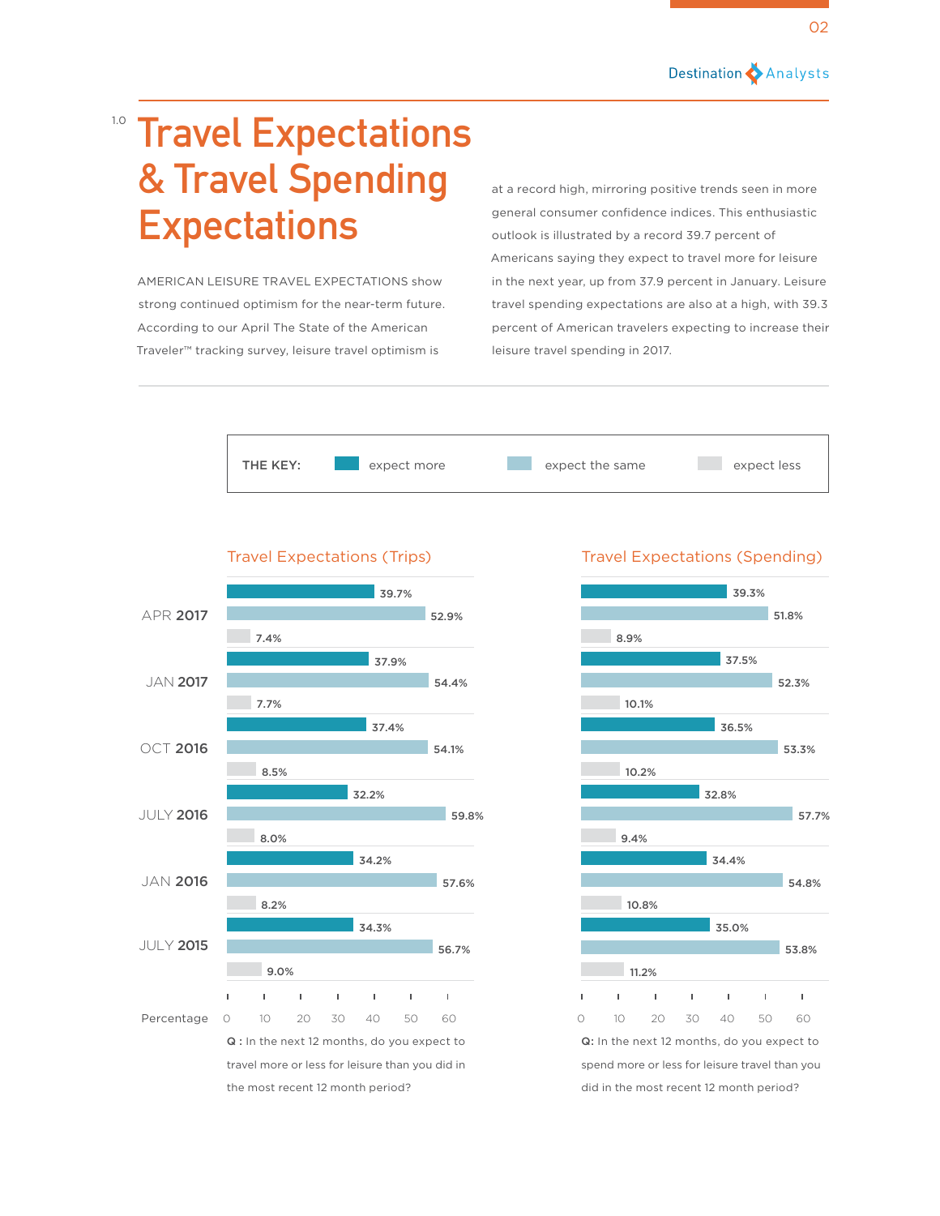# 1.0 Travel Expectations & Travel Spending Expectations

AMERICAN LEISURE TRAVEL EXPECTATIONS show strong continued optimism for the near-term future. According to our April The State of the American Traveler™ tracking survey, leisure travel optimism is at a record high, mirroring positive trends seen in more general consumer confidence indices. This enthusiastic outlook is illustrated by a record 39.7 percent of Americans saying they expect to travel more for leisure in the next year, up from 37.9 percent in January. Leisure travel spending expectations are also at a high, with 39.3 percent of American travelers expecting to increase their leisure travel spending in 2017.

THE KEY: expect more | expect the same | expect less

## Travel Expectations (Trips)

| Period | expect more | expect the same | expect less |
|---|---|---|---|
| APR 2017 | 39.7% | 52.9% | 7.4% |
| JAN 2017 | 37.9% | 54.4% | 7.7% |
| OCT 2016 | 37.4% | 54.1% | 8.5% |
| JULY 2016 | 32.2% | 59.8% | 8.0% |
| JAN 2016 | 34.2% | 57.6% | 8.2% |
| JULY 2015 | 34.3% | 56.7% | 9.0% |

Percentage

**Q :** In the next 12 months, do you expect to travel more or less for leisure than you did in the most recent 12 month period?

## Travel Expectations (Spending)

| Period | expect more | expect the same | expect less |
|---|---|---|---|
| APR 2017 | 39.3% | 51.8% | 8.9% |
| JAN 2017 | 37.5% | 52.3% | 10.1% |
| OCT 2016 | 36.5% | 53.3% | 10.2% |
| JULY 2016 | 32.8% | 57.7% | 9.4% |
| JAN 2016 | 34.4% | 54.8% | 10.8% |
| JULY 2015 | 35.0% | 53.8% | 11.2% |

**Q:** In the next 12 months, do you expect to spend more or less for leisure travel than you did in the most recent 12 month period?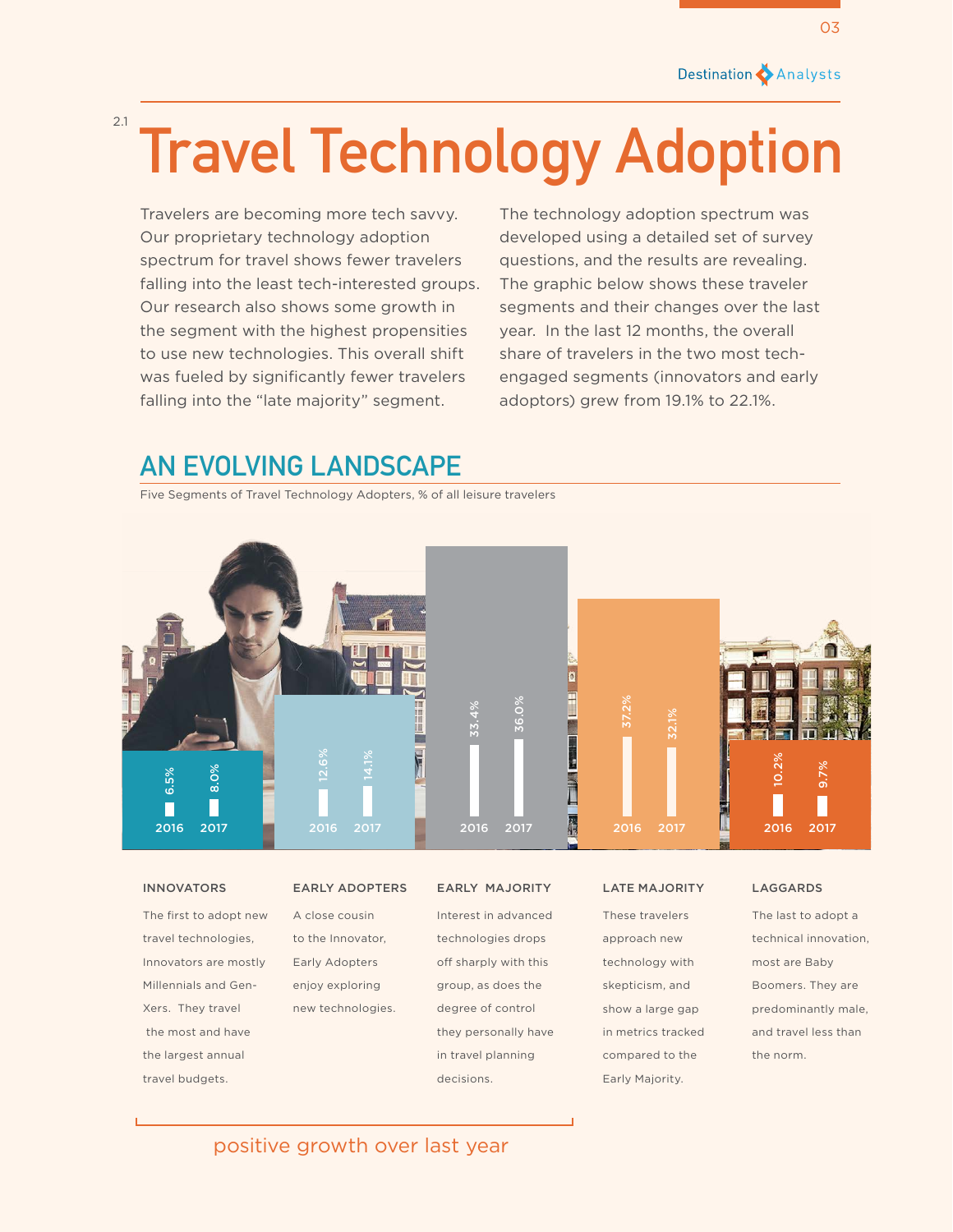# 2.1 Travel Technology Adoption

Travelers are becoming more tech savvy. Our proprietary technology adoption spectrum for travel shows fewer travelers falling into the least tech-interested groups. Our research also shows some growth in the segment with the highest propensities to use new technologies. This overall shift was fueled by significantly fewer travelers falling into the "late majority" segment.

The technology adoption spectrum was developed using a detailed set of survey questions, and the results are revealing. The graphic below shows these traveler segments and their changes over the last year. In the last 12 months, the overall share of travelers in the two most tech-engaged segments (innovators and early adoptors) grew from 19.1% to 22.1%.

## AN EVOLVING LANDSCAPE

Five Segments of Travel Technology Adopters, % of all leisure travelers

| Segment | 2016 | 2017 |
|---|---|---|
| Innovators | 6.5% | 8.0% |
| Early Adopters | 12.6% | 14.1% |
| Early Majority | 33.4% | 36.0% |
| Late Majority | 37.2% | 32.1% |
| Laggards | 10.2% | 9.7% |

**INNOVATORS**

The first to adopt new travel technologies, Innovators are mostly Millennials and Gen-Xers. They travel the most and have the largest annual travel budgets.

**EARLY ADOPTERS**

A close cousin to the Innovator, Early Adopters enjoy exploring new technologies.

**EARLY MAJORITY**

Interest in advanced technologies drops off sharply with this group, as does the degree of control they personally have in travel planning decisions.

**LATE MAJORITY**

These travelers approach new technology with skepticism, and show a large gap in metrics tracked compared to the Early Majority.

**LAGGARDS**

The last to adopt a technical innovation, most are Baby Boomers. They are predominantly male, and travel less than the norm.

positive growth over last year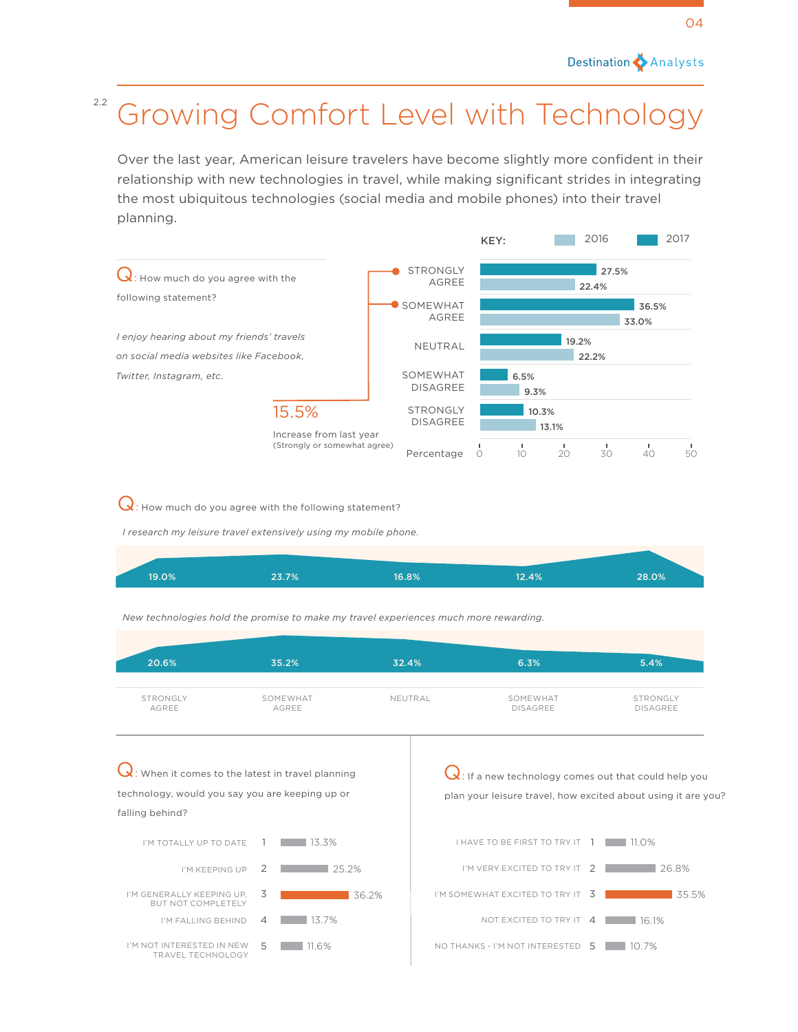## 2.2 Growing Comfort Level with Technology

Over the last year, American leisure travelers have become slightly more confident in their relationship with new technologies in travel, while making significant strides in integrating the most ubiquitous technologies (social media and mobile phones) into their travel planning.

**Q:** How much do you agree with the following statement?

*I enjoy hearing about my friends' travels on social media websites like Facebook, Twitter, Instagram, etc.*

| Response | 2017 | 2016 |
|---|---|---|
| STRONGLY AGREE | 27.5% | 22.4% |
| SOMEWHAT AGREE | 36.5% | 33.0% |
| NEUTRAL | 19.2% | 22.2% |
| SOMEWHAT DISAGREE | 6.5% | 9.3% |
| STRONGLY DISAGREE | 10.3% | 13.1% |

**15.5%**
Increase from last year
(Strongly or somewhat agree)

**Q:** How much do you agree with the following statement?

| Statement | STRONGLY AGREE | SOMEWHAT AGREE | NEUTRAL | SOMEWHAT DISAGREE | STRONGLY DISAGREE |
|---|---|---|---|---|---|
| *I research my leisure travel extensively using my mobile phone.* | 19.0% | 23.7% | 16.8% | 12.4% | 28.0% |
| *New technologies hold the promise to make my travel experiences much more rewarding.* | 20.6% | 35.2% | 32.4% | 6.3% | 5.4% |

**Q:** When it comes to the latest in travel planning technology, would you say you are keeping up or falling behind?

| Response | # | % |
|---|---|---|
| I'M TOTALLY UP TO DATE | 1 | 13.3% |
| I'M KEEPING UP | 2 | 25.2% |
| I'M GENERALLY KEEPING UP, BUT NOT COMPLETELY | 3 | 36.2% |
| I'M FALLING BEHIND | 4 | 13.7% |
| I'M NOT INTERESTED IN NEW TRAVEL TECHNOLOGY | 5 | 11.6% |

**Q:** If a new technology comes out that could help you plan your leisure travel, how excited about using it are you?

| Response | # | % |
|---|---|---|
| I HAVE TO BE FIRST TO TRY IT | 1 | 11.0% |
| I'M VERY EXCITED TO TRY IT | 2 | 26.8% |
| I'M SOMEWHAT EXCITED TO TRY IT | 3 | 35.5% |
| NOT EXCITED TO TRY IT | 4 | 16.1% |
| NO THANKS - I'M NOT INTERESTED | 5 | 10.7% |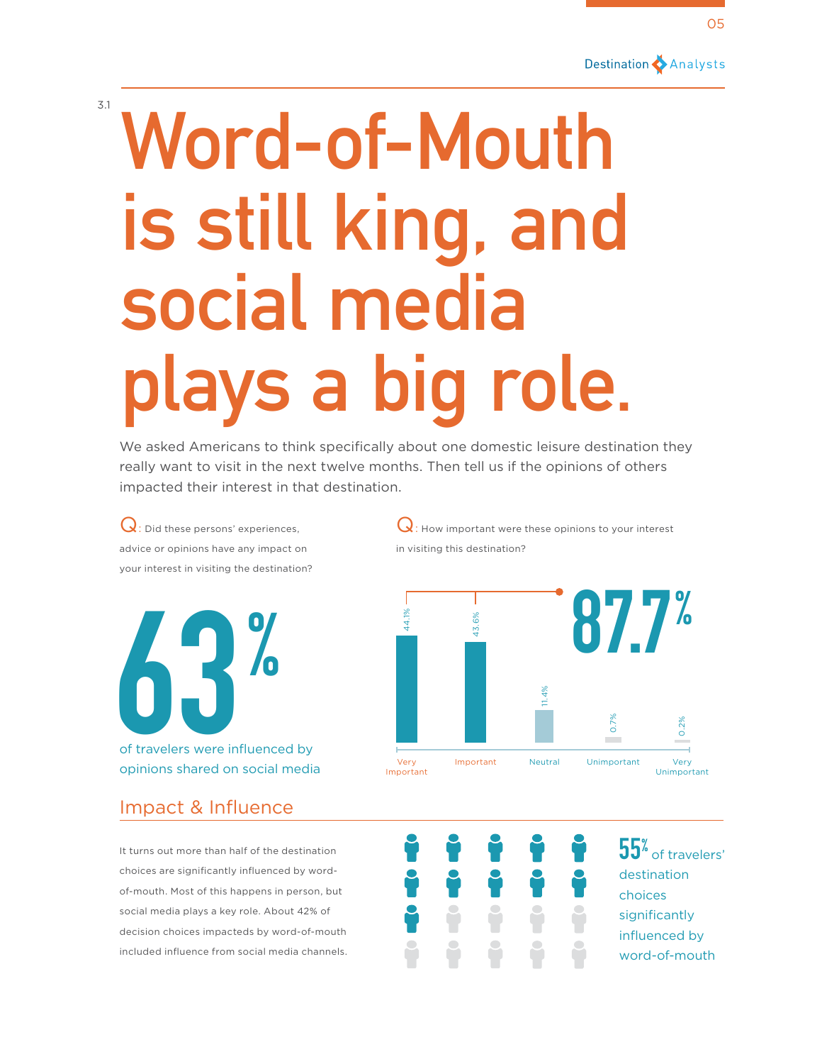3.1

# Word-of-Mouth is still king, and social media plays a big role.

We asked Americans to think specifically about one domestic leisure destination they really want to visit in the next twelve months. Then tell us if the opinions of others impacted their interest in that destination.

**Q**: Did these persons' experiences, advice or opinions have any impact on your interest in visiting the destination?

**63%** of travelers were influenced by opinions shared on social media

**Q**: How important were these opinions to your interest in visiting this destination?

**87.7%**

| Very Important | Important | Neutral | Unimportant | Very Unimportant |
|---|---|---|---|---|
| 44.1% | 43.6% | 11.4% | 0.7% | 0.2% |

## Impact & Influence

It turns out more than half of the destination choices are significantly influenced by word-of-mouth. Most of this happens in person, but social media plays a key role. About 42% of decision choices impacteds by word-of-mouth included influence from social media channels.

**55%** of travelers' destination choices significantly influenced by word-of-mouth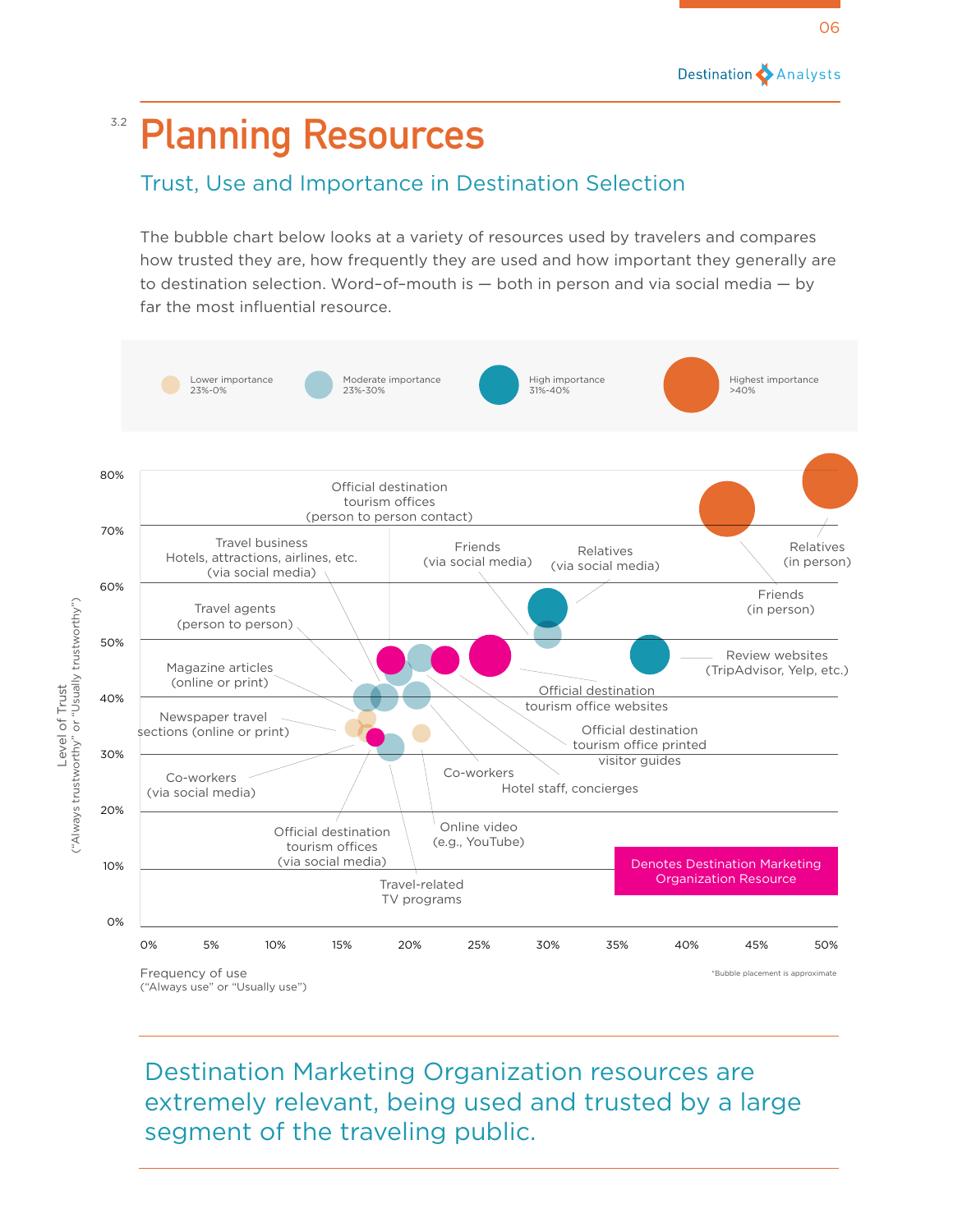## 3.2 Planning Resources

### Trust, Use and Importance in Destination Selection

The bubble chart below looks at a variety of resources used by travelers and compares how trusted they are, how frequently they are used and how important they generally are to destination selection. Word-of-mouth is — both in person and via social media — by far the most influential resource.

Lower importance 23%-0%

Moderate importance 23%-30%

High importance 31%-40%

Highest importance >40%

Level of Trust ("Always trustworthy" or "Usually trustworthy")

80% 70% 60% 50% 40% 30% 20% 10% 0%

Official destination tourism offices (person to person contact)

Travel business Hotels, attractions, airlines, etc. (via social media)

Friends (via social media)

Relatives (via social media)

Relatives (in person)

Friends (in person)

Travel agents (person to person)

Review websites (TripAdvisor, Yelp, etc.)

Magazine articles (online or print)

Official destination tourism office websites

Newspaper travel sections (online or print)

Official destination tourism office printed visitor guides

Co-workers

Co-workers (via social media)

Hotel staff, concierges

Online video (e.g., YouTube)

Official destination tourism offices (via social media)

Travel-related TV programs

Denotes Destination Marketing Organization Resource

0% 5% 10% 15% 20% 25% 30% 35% 40% 45% 50%

Frequency of use ("Always use" or "Usually use")

*Bubble placement is approximate

Destination Marketing Organization resources are extremely relevant, being used and trusted by a large segment of the traveling public.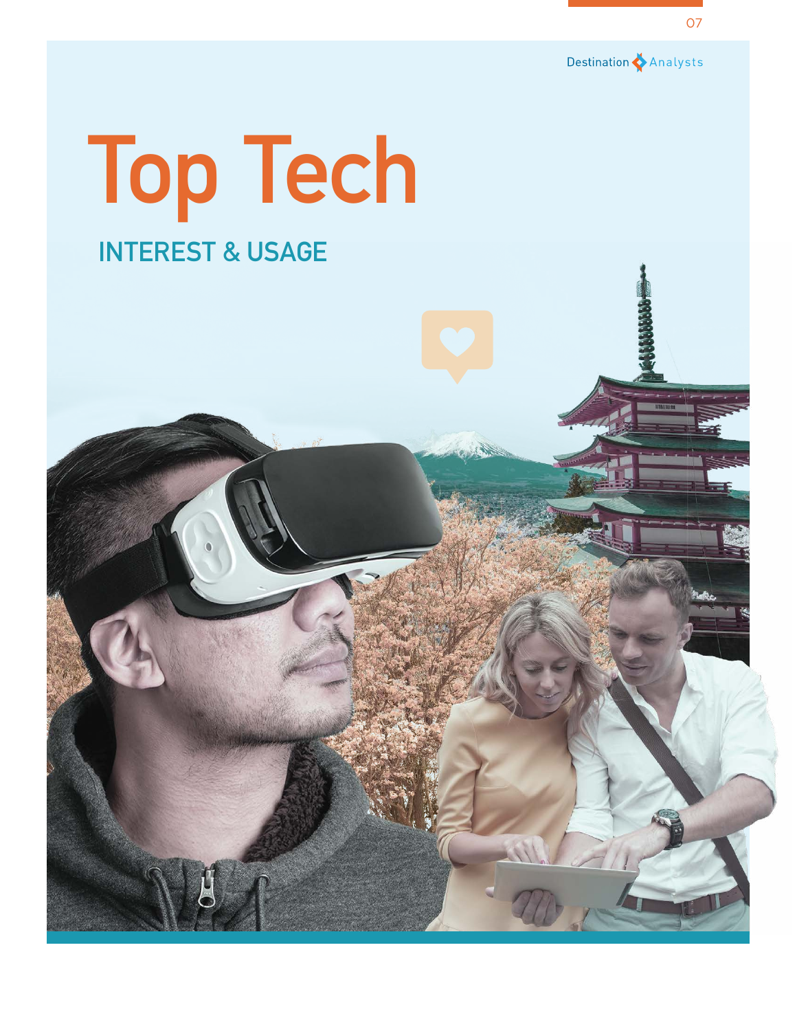# Top Tech

## INTEREST & USAGE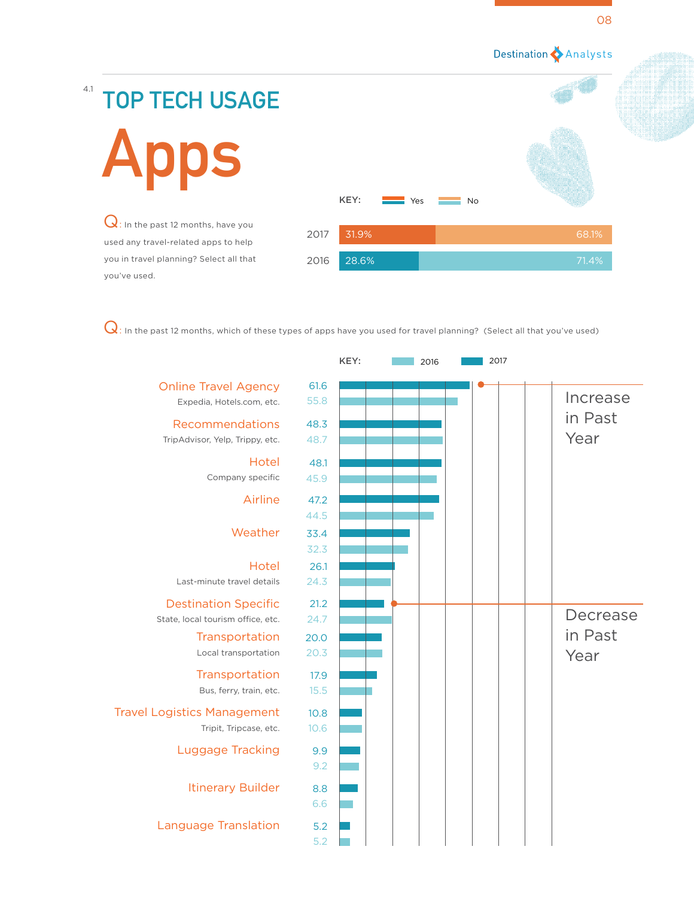4.1

# TOP TECH USAGE

# Apps

Q: In the past 12 months, have you used any travel-related apps to help you in travel planning? Select all that you've used.

KEY: Yes / No

| Year | Yes | No |
|---|---|---|
| 2017 | 31.9% | 68.1% |
| 2016 | 28.6% | 71.4% |

Q: In the past 12 months, which of these types of apps have you used for travel planning? (Select all that you've used)

KEY: 2016 / 2017

| App Type | 2017 | 2016 |
|---|---|---|
| Online Travel Agency (Expedia, Hotels.com, etc.) | 61.6 | 55.8 |
| Recommendations (TripAdvisor, Yelp, Trippy, etc.) | 48.3 | 48.7 |
| Hotel (Company specific) | 48.1 | 45.9 |
| Airline | 47.2 | 44.5 |
| Weather | 33.4 | 32.3 |
| Hotel (Last-minute travel details) | 26.1 | 24.3 |
| Destination Specific (State, local tourism office, etc.) | 21.2 | 24.7 |
| Transportation (Local transportation) | 20.0 | 20.3 |
| Transportation (Bus, ferry, train, etc.) | 17.9 | 15.5 |
| Travel Logistics Management (Tripit, Tripcase, etc.) | 10.8 | 10.6 |
| Luggage Tracking | 9.9 | 9.2 |
| Itinerary Builder | 8.8 | 6.6 |
| Language Translation | 5.2 | 5.2 |

Increase in Past Year: Online Travel Agency

Decrease in Past Year: Destination Specific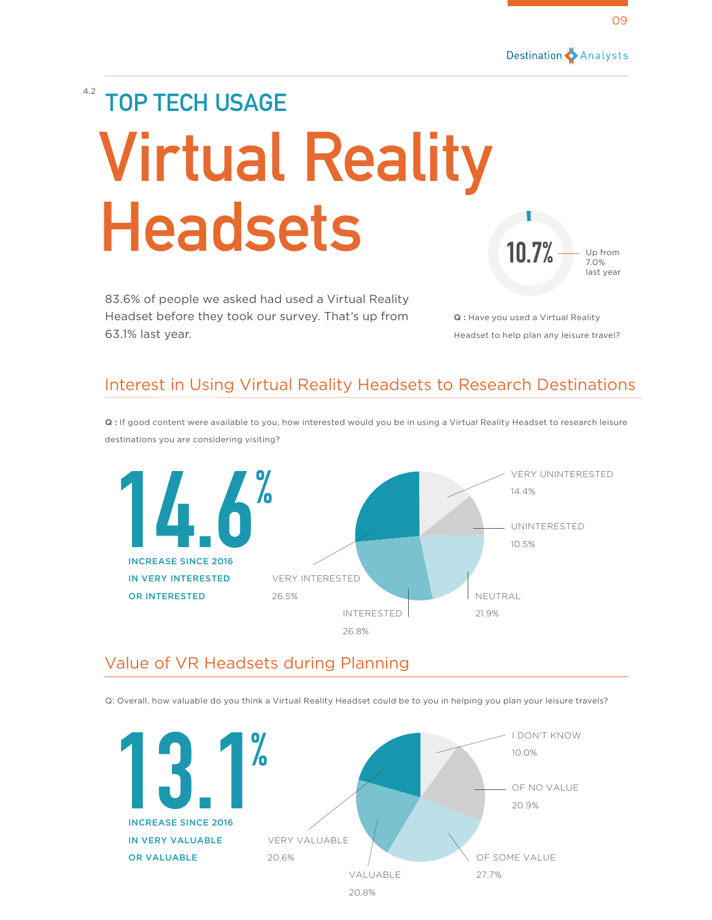4.2

## TOP TECH USAGE

# Virtual Reality Headsets

10.7% — Up from 7.0% last year

**Q :** Have you used a Virtual Reality Headset to help plan any leisure travel?

83.6% of people we asked had used a Virtual Reality Headset before they took our survey. That's up from 63.1% last year.

## Interest in Using Virtual Reality Headsets to Research Destinations

**Q :** If good content were available to you, how interested would you be in using a Virtual Reality Headset to research leisure destinations you are considering visiting?

**14.6%**

**INCREASE SINCE 2016 IN VERY INTERESTED OR INTERESTED**

| Response | Share |
|---|---|
| VERY UNINTERESTED | 14.4% |
| UNINTERESTED | 10.5% |
| NEUTRAL | 21.9% |
| INTERESTED | 26.8% |
| VERY INTERESTED | 26.5% |

## Value of VR Headsets during Planning

Q: Overall, how valuable do you think a Virtual Reality Headset could be to you in helping you plan your leisure travels?

**13.1%**

**INCREASE SINCE 2016 IN VERY VALUABLE OR VALUABLE**

| Response | Share |
|---|---|
| I DON'T KNOW | 10.0% |
| OF NO VALUE | 20.9% |
| OF SOME VALUE | 27.7% |
| VALUABLE | 20.8% |
| VERY VALUABLE | 20.6% |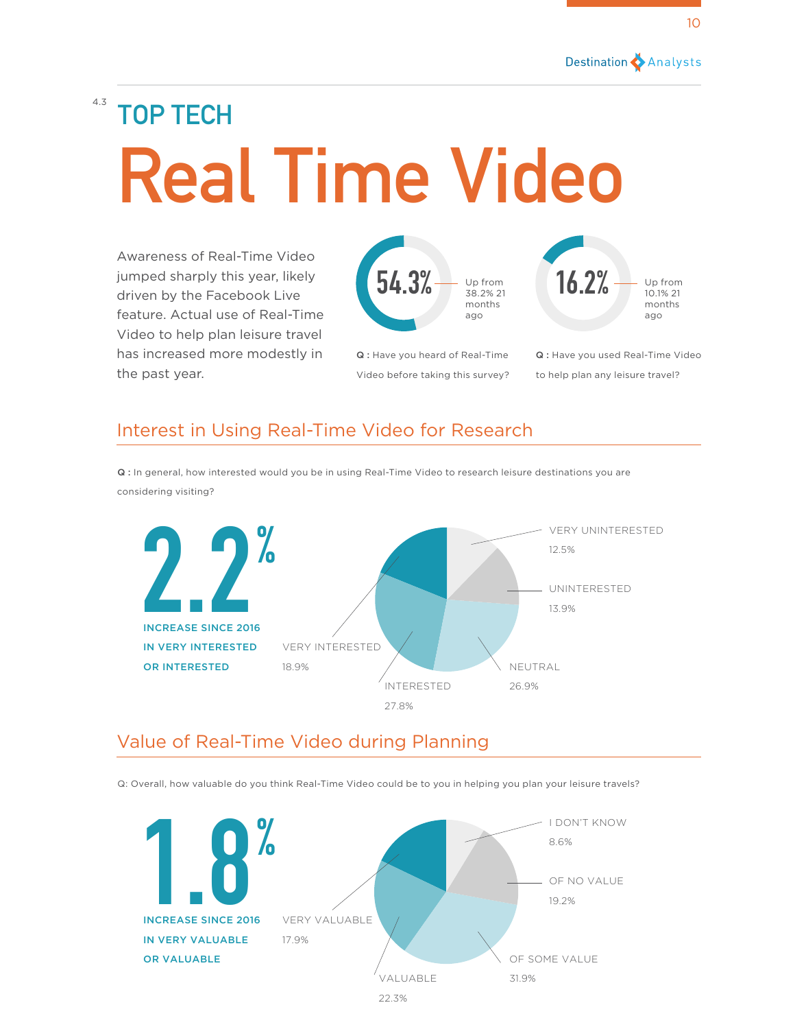4.3

# TOP TECH

# Real Time Video

Awareness of Real-Time Video jumped sharply this year, likely driven by the Facebook Live feature. Actual use of Real-Time Video to help plan leisure travel has increased more modestly in the past year.

**54.3%** — Up from 38.2% 21 months ago

**Q :** Have you heard of Real-Time Video before taking this survey?

**16.2%** — Up from 10.1% 21 months ago

**Q :** Have you used Real-Time Video to help plan any leisure travel?

## Interest in Using Real-Time Video for Research

**Q :** In general, how interested would you be in using Real-Time Video to research leisure destinations you are considering visiting?

**2.2%**

**INCREASE SINCE 2016 IN VERY INTERESTED OR INTERESTED**

| Response | Percent |
|---|---|
| VERY UNINTERESTED | 12.5% |
| UNINTERESTED | 13.9% |
| NEUTRAL | 26.9% |
| INTERESTED | 27.8% |
| VERY INTERESTED | 18.9% |

## Value of Real-Time Video during Planning

Q: Overall, how valuable do you think Real-Time Video could be to you in helping you plan your leisure travels?

**1.8%**

**INCREASE SINCE 2016 IN VERY VALUABLE OR VALUABLE**

| Response | Percent |
|---|---|
| I DON'T KNOW | 8.6% |
| OF NO VALUE | 19.2% |
| OF SOME VALUE | 31.9% |
| VALUABLE | 22.3% |
| VERY VALUABLE | 17.9% |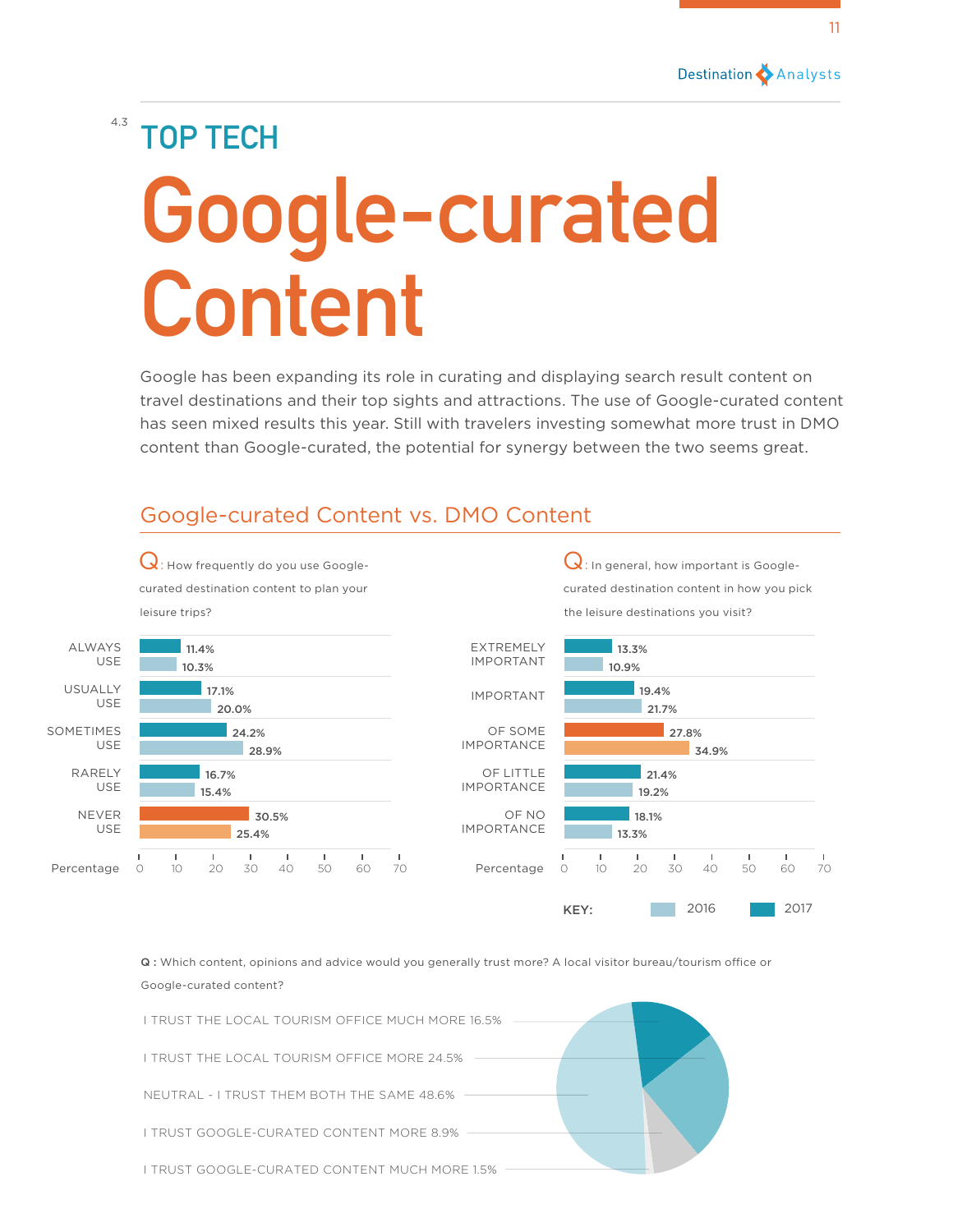4.3

## TOP TECH

# Google-curated Content

Google has been expanding its role in curating and displaying search result content on travel destinations and their top sights and attractions. The use of Google-curated content has seen mixed results this year. Still with travelers investing somewhat more trust in DMO content than Google-curated, the potential for synergy between the two seems great.

## Google-curated Content vs. DMO Content

**Q:** How frequently do you use Google-curated destination content to plan your leisure trips?

| Response | 2017 | 2016 |
|---|---|---|
| ALWAYS USE | 11.4% | 10.3% |
| USUALLY USE | 17.1% | 20.0% |
| SOMETIMES USE | 24.2% | 28.9% |
| RARELY USE | 16.7% | 15.4% |
| NEVER USE | 30.5% | 25.4% |

**Q:** In general, how important is Google-curated destination content in how you pick the leisure destinations you visit?

| Response | 2017 | 2016 |
|---|---|---|
| EXTREMELY IMPORTANT | 13.3% | 10.9% |
| IMPORTANT | 19.4% | 21.7% |
| OF SOME IMPORTANCE | 27.8% | 34.9% |
| OF LITTLE IMPORTANCE | 21.4% | 19.2% |
| OF NO IMPORTANCE | 18.1% | 13.3% |

KEY: 2016, 2017

**Q:** Which content, opinions and advice would you generally trust more? A local visitor bureau/tourism office or Google-curated content?

- I TRUST THE LOCAL TOURISM OFFICE MUCH MORE 16.5%
- I TRUST THE LOCAL TOURISM OFFICE MORE 24.5%
- NEUTRAL - I TRUST THEM BOTH THE SAME 48.6%
- I TRUST GOOGLE-CURATED CONTENT MORE 8.9%
- I TRUST GOOGLE-CURATED CONTENT MUCH MORE 1.5%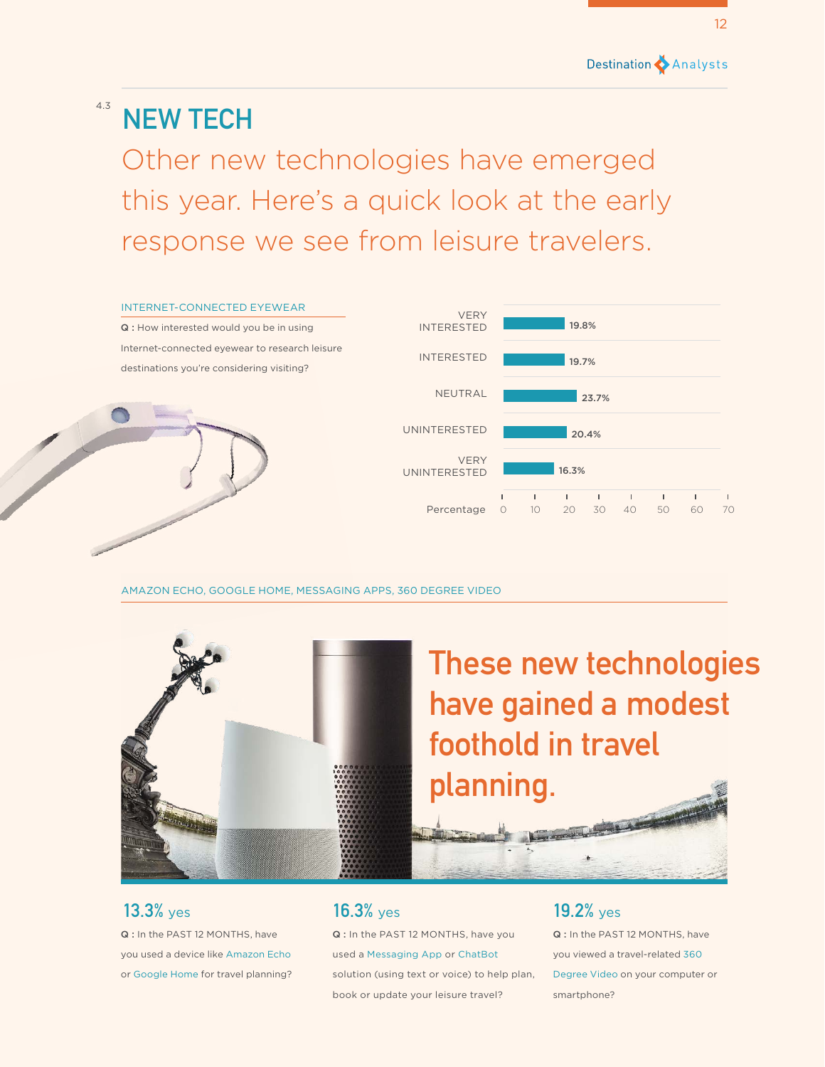4.3

# NEW TECH

## Other new technologies have emerged this year. Here's a quick look at the early response we see from leisure travelers.

### INTERNET-CONNECTED EYEWEAR

**Q :** How interested would you be in using Internet-connected eyewear to research leisure destinations you're considering visiting?

VERY INTERESTED 19.8%
INTERESTED 19.7%
NEUTRAL 23.7%
UNINTERESTED 20.4%
VERY UNINTERESTED 16.3%

Percentage 0 10 20 30 40 50 60 70

### AMAZON ECHO, GOOGLE HOME, MESSAGING APPS, 360 DEGREE VIDEO

**These new technologies have gained a modest foothold in travel planning.**

**13.3% yes**

**Q :** In the PAST 12 MONTHS, have you used a device like Amazon Echo or Google Home for travel planning?

**16.3% yes**

**Q :** In the PAST 12 MONTHS, have you used a Messaging App or ChatBot solution (using text or voice) to help plan, book or update your leisure travel?

**19.2% yes**

**Q :** In the PAST 12 MONTHS, have you viewed a travel-related 360 Degree Video on your computer or smartphone?